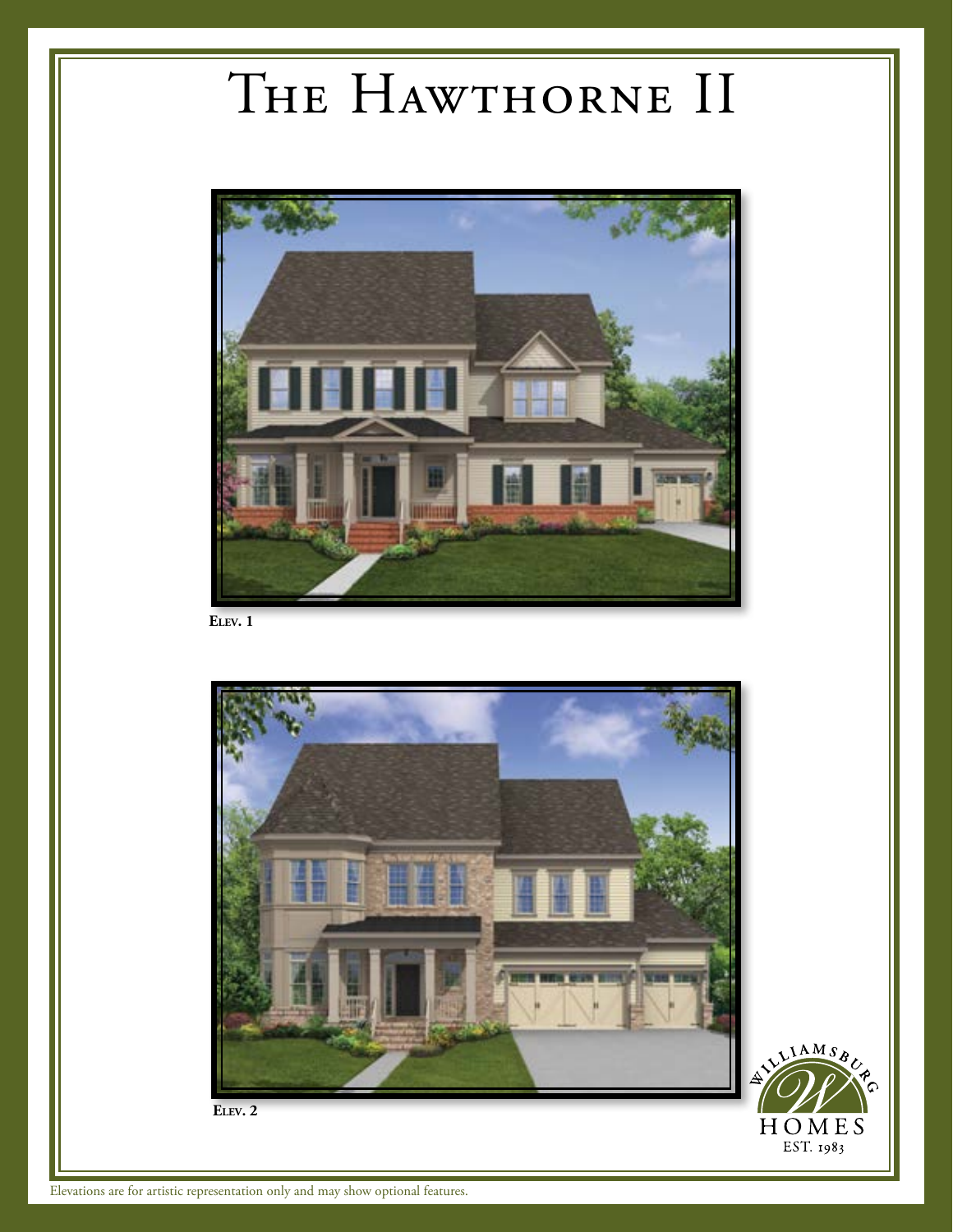# The Hawthorne II

**Elev. 1**

**Elev. 2**

Williamsburg Homes
EST. 1983

Elevations are for artistic representation only and may show optional features.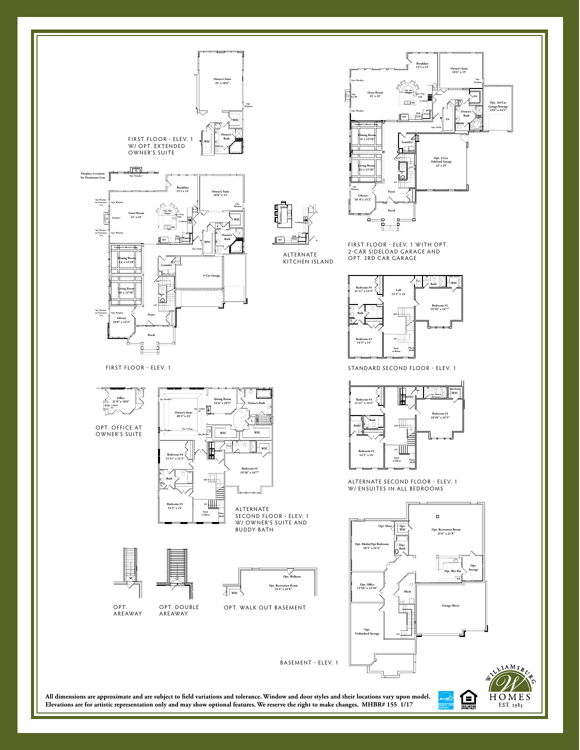FIRST FLOOR - ELEV. 1 W/ OPT. EXTENDED OWNER'S SUITE

Owner's Suite
25' x 18'6"

Opt. Window

WIC

Owner's Bath

WIC

Fireplace Location for Prominent Lots

Opt. Fireplace

Breakfast
13'1 x 12'

Owner's Suite
18'6" x 15'

Opt. Window

Great Room
21' x 22'

Opt. Bar Height

Opt. Pop Sink

Cooktop

DW

Fireplace

REF

Wall Oven

Pantry

WIC

Owner's Bath

Opt. Niche

WIC

Optional Coffered Ceiling

Dining Room
14' x 12'10"

Laundry

3-Car Garage

Living Room
14' x 12'10"

Opt. Window

Library
10'8" x 15'2"

Foyer

Porch

FIRST FLOOR - ELEV. 1

ALTERNATE KITCHEN ISLAND

Breakfast
13'1 x 12'

Owner's Suite
18'6" x 15'

Opt. Window

Great Room
21' x 22'

Opt. Fireplace

Opt. 3rd Car Garage/Storage
12'6" x 14'1"

Owner's Bath

Opt. Niche

Dining Room
14' x 12'10"

Laundry

Opt. 2-Car Sideload Garage
22' x 25'

Living Room
14' x 12'10"

Library
10' 8"x 15'2"

Foyer

Porch

FIRST FLOOR - ELEV. 1 WITH OPT. 2-CAR SIDELOAD GARAGE AND OPT. 3RD CAR GARAGE

Bedroom #4
11'11" x 12'2"

Loft
13'2" x 14'

Bath

WIC

Bedroom #2
19'10" x 16'7"

Bath

Bedroom #3
14'3" x 14'

Open to Below

Plant Shelf

STANDARD SECOND FLOOR - ELEV. 1

Office
11'8" x 10'6"

OPT. OFFICE AT OWNER'S SUITE

Owner's Suite
20'2" x 22'

Sitting Room
12'4" x 10'5"

Owner's Bath

Tray Ceiling

Opt. Wet Bar

WIC

WIC

Laundry

WIC

Bedroom #4
11'11" x 12'2"

Bedroom #2
19'10" x 16'7"

Bath

Bedroom #3
14'3" x 14'

Open to Below

Plant Shelf

ALTERNATE SECOND FLOOR - ELEV. 1 W/ OWNER'S SUITE AND BUDDY BATH

Bedroom #4
11'11" x 12'2"

Laundry

Opt. Shower Enclosure

WIC

Bath

Bedroom #2
19'10" x 16'5"

Bath

Bedroom #3
14'3" x 14'

Open to Below

Plant Shelf

ALTERNATE SECOND FLOOR - ELEV. 1 W/ ENSUITES IN ALL BEDROOMS

OPT. AREAWAY

OPT. DOUBLE AREAWAY

Opt. Walkout

Opt. Recreation Room
31'6" x 21'8"

WIC

OPT. WALK OUT BASEMENT

Opt. Door

Opt. WIC

Opt. Media/Opt.Bedroom
18'3" x 21'4"

Opt. Bath

Opt. Recreation Room
31'6" x 21'8"

Opt. Storage

Opt. Wet Bar

REF

Opt. Office
13'10" x 12'10"

Mech.

Garage Above

Opt. Unfinished Storage

BASEMENT - ELEV. 1

**All dimensions are approximate and are subject to field variations and tolerance. Window and door styles and their locations vary upon model. Elevations are for artistic representation only and may show optional features. We reserve the right to make changes. MHBR# 155 1/17**

WILLIAMSBURG HOMES EST. 1983